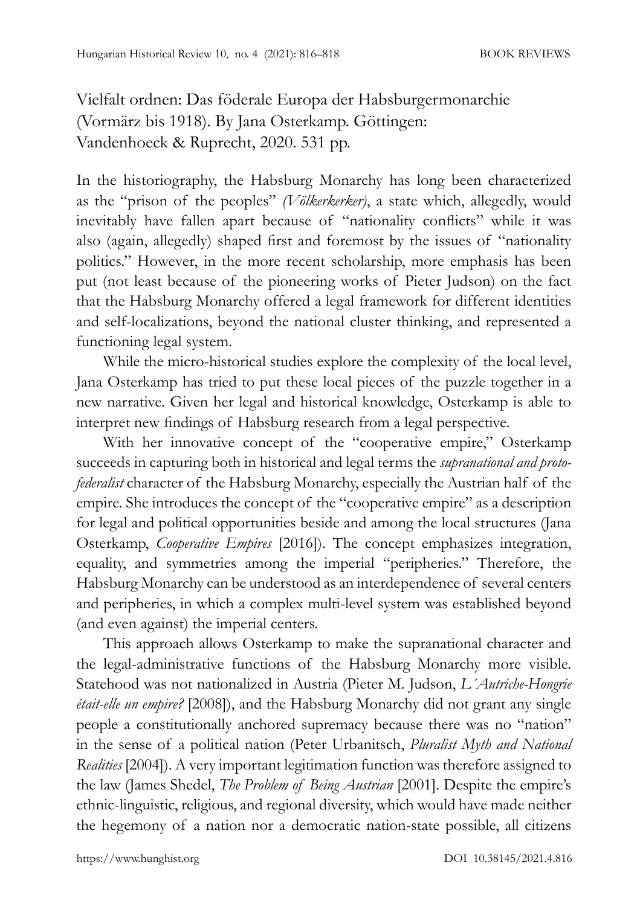# Vielfalt ordnen: Das föderale Europa der Habsburgermonarchie (Vormärz bis 1918). By Jana Osterkamp. Göttingen: Vandenhoeck & Ruprecht, 2020. 531 pp.

In the historiography, the Habsburg Monarchy has long been characterized as the "prison of the peoples" *(Völkerkerker)*, a state which, allegedly, would inevitably have fallen apart because of "nationality conflicts" while it was also (again, allegedly) shaped first and foremost by the issues of "nationality politics." However, in the more recent scholarship, more emphasis has been put (not least because of the pioneering works of Pieter Judson) on the fact that the Habsburg Monarchy offered a legal framework for different identities and self-localizations, beyond the national cluster thinking, and represented a functioning legal system.

While the micro-historical studies explore the complexity of the local level, Jana Osterkamp has tried to put these local pieces of the puzzle together in a new narrative. Given her legal and historical knowledge, Osterkamp is able to interpret new findings of Habsburg research from a legal perspective.

With her innovative concept of the "cooperative empire," Osterkamp succeeds in capturing both in historical and legal terms the *supranational and proto-federalist* character of the Habsburg Monarchy, especially the Austrian half of the empire. She introduces the concept of the "cooperative empire" as a description for legal and political opportunities beside and among the local structures (Jana Osterkamp, *Cooperative Empires* [2016]). The concept emphasizes integration, equality, and symmetries among the imperial "peripheries." Therefore, the Habsburg Monarchy can be understood as an interdependence of several centers and peripheries, in which a complex multi-level system was established beyond (and even against) the imperial centers.

This approach allows Osterkamp to make the supranational character and the legal-administrative functions of the Habsburg Monarchy more visible. Statehood was not nationalized in Austria (Pieter M. Judson, *L'Autriche-Hongrie était-elle un empire?* [2008]), and the Habsburg Monarchy did not grant any single people a constitutionally anchored supremacy because there was no "nation" in the sense of a political nation (Peter Urbanitsch, *Pluralist Myth and National Realities* [2004]). A very important legitimation function was therefore assigned to the law (James Shedel, *The Problem of Being Austrian* [2001]. Despite the empire's ethnic-linguistic, religious, and regional diversity, which would have made neither the hegemony of a nation nor a democratic nation-state possible, all citizens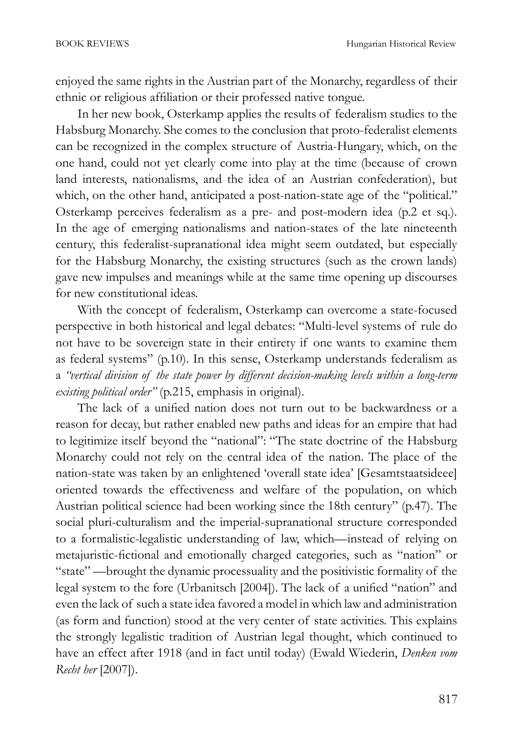enjoyed the same rights in the Austrian part of the Monarchy, regardless of their ethnic or religious affiliation or their professed native tongue.

In her new book, Osterkamp applies the results of federalism studies to the Habsburg Monarchy. She comes to the conclusion that proto-federalist elements can be recognized in the complex structure of Austria-Hungary, which, on the one hand, could not yet clearly come into play at the time (because of crown land interests, nationalisms, and the idea of an Austrian confederation), but which, on the other hand, anticipated a post-nation-state age of the "political." Osterkamp perceives federalism as a pre- and post-modern idea (p.2 et sq.). In the age of emerging nationalisms and nation-states of the late nineteenth century, this federalist-supranational idea might seem outdated, but especially for the Habsburg Monarchy, the existing structures (such as the crown lands) gave new impulses and meanings while at the same time opening up discourses for new constitutional ideas.

With the concept of federalism, Osterkamp can overcome a state-focused perspective in both historical and legal debates: "Multi-level systems of rule do not have to be sovereign state in their entirety if one wants to examine them as federal systems" (p.10). In this sense, Osterkamp understands federalism as a *"vertical division of the state power by different decision-making levels within a long-term existing political order"* (p.215, emphasis in original).

The lack of a unified nation does not turn out to be backwardness or a reason for decay, but rather enabled new paths and ideas for an empire that had to legitimize itself beyond the "national": "The state doctrine of the Habsburg Monarchy could not rely on the central idea of the nation. The place of the nation-state was taken by an enlightened 'overall state idea' [Gesamtstaatsideee] oriented towards the effectiveness and welfare of the population, on which Austrian political science had been working since the 18th century" (p.47). The social pluri-culturalism and the imperial-supranational structure corresponded to a formalistic-legalistic understanding of law, which—instead of relying on metajuristic-fictional and emotionally charged categories, such as "nation" or "state"—brought the dynamic processuality and the positivistic formality of the legal system to the fore (Urbanitsch [2004]). The lack of a unified "nation" and even the lack of such a state idea favored a model in which law and administration (as form and function) stood at the very center of state activities. This explains the strongly legalistic tradition of Austrian legal thought, which continued to have an effect after 1918 (and in fact until today) (Ewald Wiederin, *Denken vom Recht her* [2007]).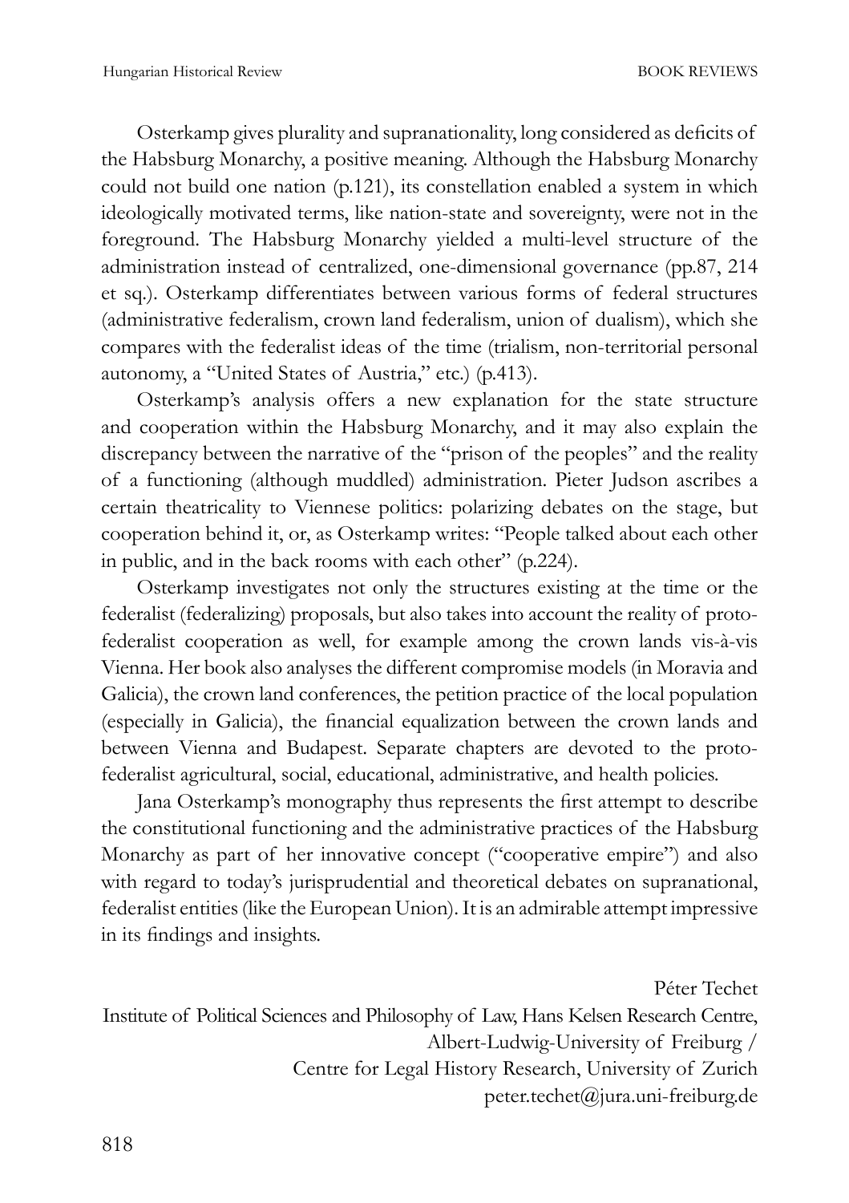Osterkamp gives plurality and supranationality, long considered as deficits of the Habsburg Monarchy, a positive meaning. Although the Habsburg Monarchy could not build one nation (p.121), its constellation enabled a system in which ideologically motivated terms, like nation-state and sovereignty, were not in the foreground. The Habsburg Monarchy yielded a multi-level structure of the administration instead of centralized, one-dimensional governance (pp.87, 214 et sq.). Osterkamp differentiates between various forms of federal structures (administrative federalism, crown land federalism, union of dualism), which she compares with the federalist ideas of the time (trialism, non-territorial personal autonomy, a "United States of Austria," etc.) (p.413).

Osterkamp's analysis offers a new explanation for the state structure and cooperation within the Habsburg Monarchy, and it may also explain the discrepancy between the narrative of the "prison of the peoples" and the reality of a functioning (although muddled) administration. Pieter Judson ascribes a certain theatricality to Viennese politics: polarizing debates on the stage, but cooperation behind it, or, as Osterkamp writes: "People talked about each other in public, and in the back rooms with each other" (p.224).

Osterkamp investigates not only the structures existing at the time or the federalist (federalizing) proposals, but also takes into account the reality of proto-federalist cooperation as well, for example among the crown lands vis-à-vis Vienna. Her book also analyses the different compromise models (in Moravia and Galicia), the crown land conferences, the petition practice of the local population (especially in Galicia), the financial equalization between the crown lands and between Vienna and Budapest. Separate chapters are devoted to the proto-federalist agricultural, social, educational, administrative, and health policies.

Jana Osterkamp's monography thus represents the first attempt to describe the constitutional functioning and the administrative practices of the Habsburg Monarchy as part of her innovative concept ("cooperative empire") and also with regard to today's jurisprudential and theoretical debates on supranational, federalist entities (like the European Union). It is an admirable attempt impressive in its findings and insights.

Péter Techet
Institute of Political Sciences and Philosophy of Law, Hans Kelsen Research Centre,
Albert-Ludwig-University of Freiburg /
Centre for Legal History Research, University of Zurich
peter.techet@jura.uni-freiburg.de